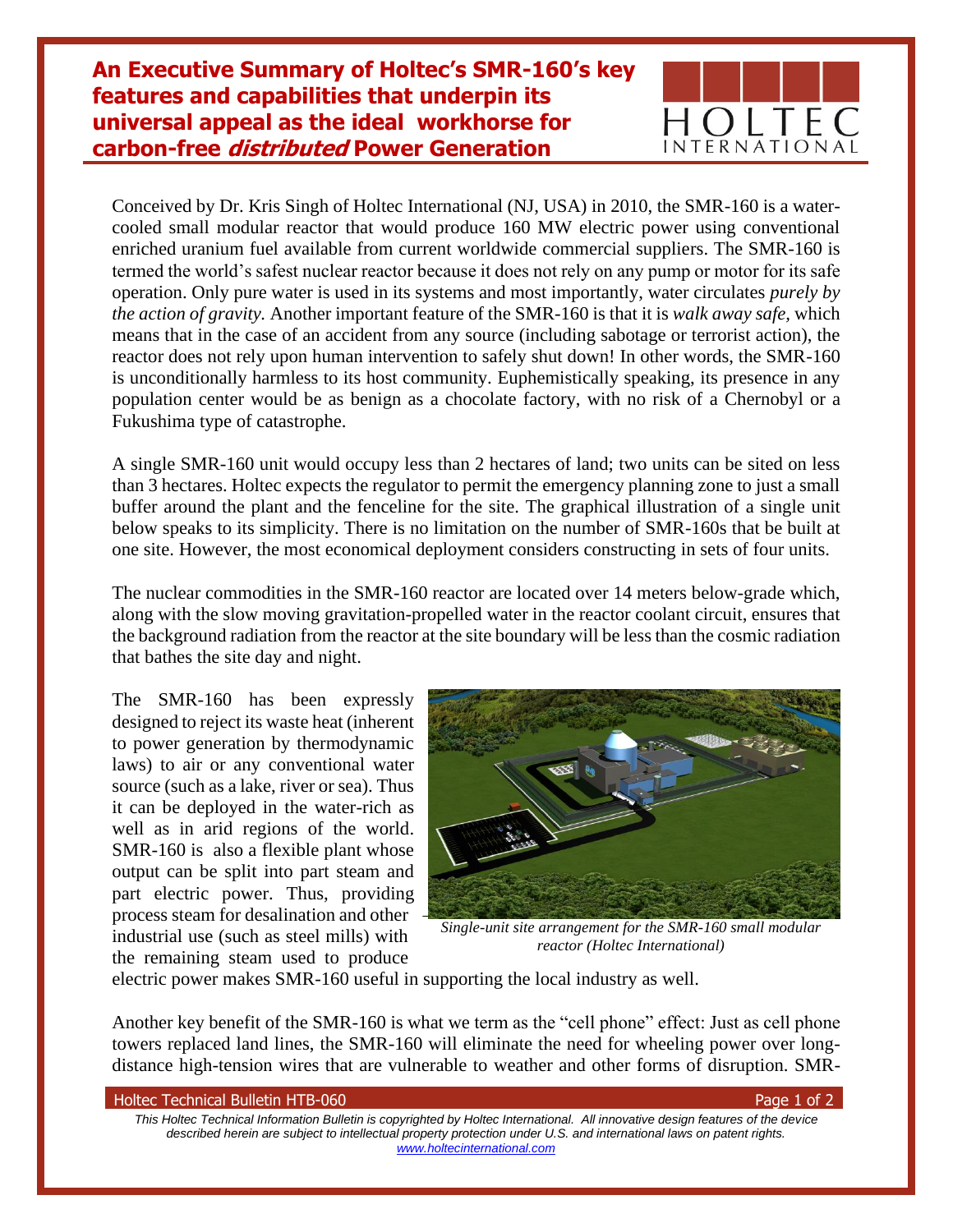# An Executive Summary of Holtec's SMR-160's key features and capabilities that underpin its universal appeal as the ideal workhorse for carbon-free *distributed* Power Generation

Conceived by Dr. Kris Singh of Holtec International (NJ, USA) in 2010, the SMR-160 is a water-cooled small modular reactor that would produce 160 MW electric power using conventional enriched uranium fuel available from current worldwide commercial suppliers. The SMR-160 is termed the world's safest nuclear reactor because it does not rely on any pump or motor for its safe operation. Only pure water is used in its systems and most importantly, water circulates *purely by the action of gravity.* Another important feature of the SMR-160 is that it is *walk away safe,* which means that in the case of an accident from any source (including sabotage or terrorist action), the reactor does not rely upon human intervention to safely shut down! In other words, the SMR-160 is unconditionally harmless to its host community. Euphemistically speaking, its presence in any population center would be as benign as a chocolate factory, with no risk of a Chernobyl or a Fukushima type of catastrophe.

A single SMR-160 unit would occupy less than 2 hectares of land; two units can be sited on less than 3 hectares. Holtec expects the regulator to permit the emergency planning zone to just a small buffer around the plant and the fenceline for the site. The graphical illustration of a single unit below speaks to its simplicity. There is no limitation on the number of SMR-160s that be built at one site. However, the most economical deployment considers constructing in sets of four units.

The nuclear commodities in the SMR-160 reactor are located over 14 meters below-grade which, along with the slow moving gravitation-propelled water in the reactor coolant circuit, ensures that the background radiation from the reactor at the site boundary will be less than the cosmic radiation that bathes the site day and night.

The SMR-160 has been expressly designed to reject its waste heat (inherent to power generation by thermodynamic laws) to air or any conventional water source (such as a lake, river or sea). Thus it can be deployed in the water-rich as well as in arid regions of the world. SMR-160 is also a flexible plant whose output can be split into part steam and part electric power. Thus, providing process steam for desalination and other industrial use (such as steel mills) with the remaining steam used to produce electric power makes SMR-160 useful in supporting the local industry as well.

*Single-unit site arrangement for the SMR-160 small modular reactor (Holtec International)*

Another key benefit of the SMR-160 is what we term as the "cell phone" effect: Just as cell phone towers replaced land lines, the SMR-160 will eliminate the need for wheeling power over long-distance high-tension wires that are vulnerable to weather and other forms of disruption. SMR-

*This Holtec Technical Information Bulletin is copyrighted by Holtec International. All innovative design features of the device described herein are subject to intellectual property protection under U.S. and international laws on patent rights.* www.holtecinternational.com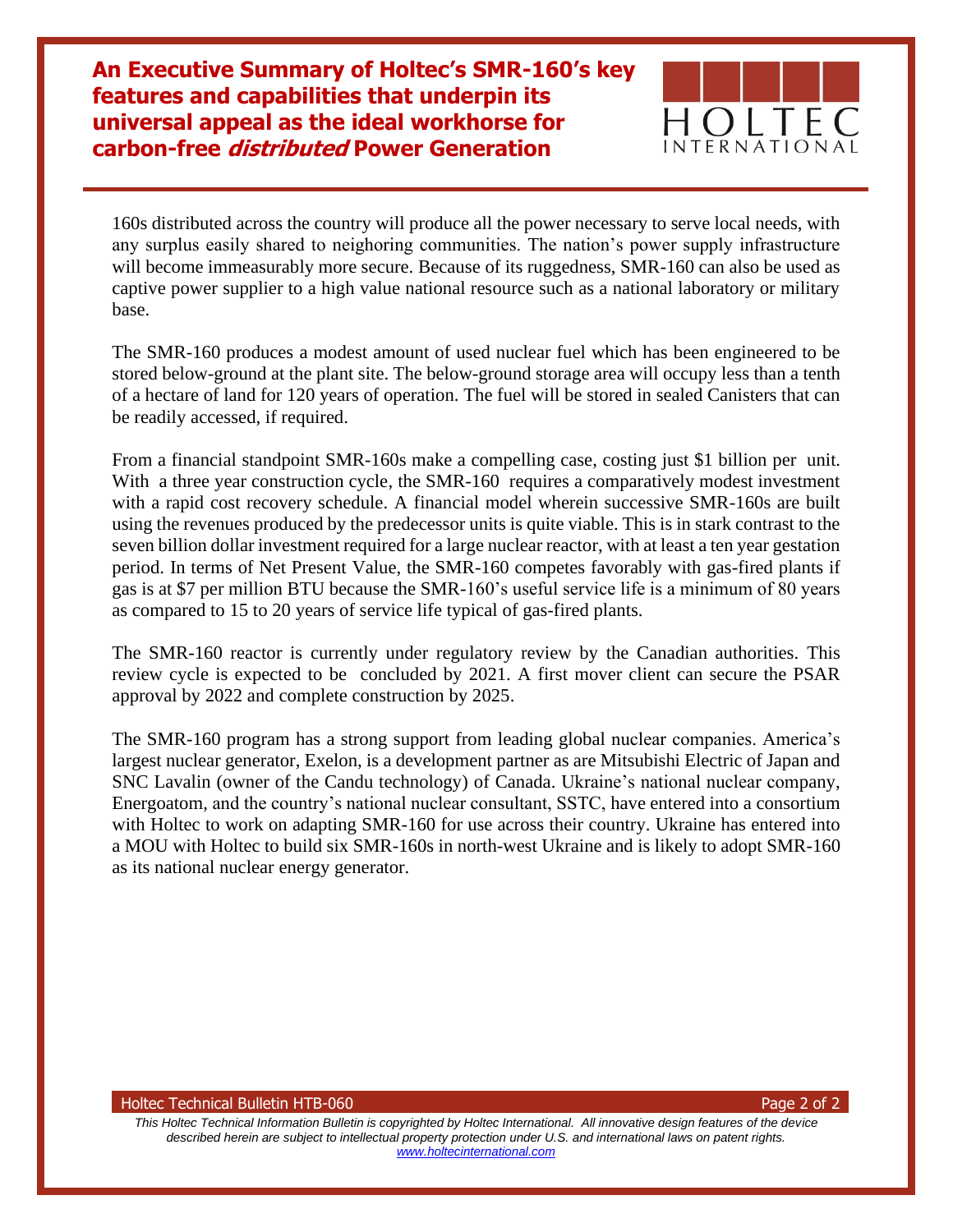160s distributed across the country will produce all the power necessary to serve local needs, with any surplus easily shared to neighoring communities. The nation's power supply infrastructure will become immeasurably more secure. Because of its ruggedness, SMR-160 can also be used as captive power supplier to a high value national resource such as a national laboratory or military base.

The SMR-160 produces a modest amount of used nuclear fuel which has been engineered to be stored below-ground at the plant site. The below-ground storage area will occupy less than a tenth of a hectare of land for 120 years of operation. The fuel will be stored in sealed Canisters that can be readily accessed, if required.

From a financial standpoint SMR-160s make a compelling case, costing just $1 billion per unit. With a three year construction cycle, the SMR-160 requires a comparatively modest investment with a rapid cost recovery schedule. A financial model wherein successive SMR-160s are built using the revenues produced by the predecessor units is quite viable. This is in stark contrast to the seven billion dollar investment required for a large nuclear reactor, with at least a ten year gestation period. In terms of Net Present Value, the SMR-160 competes favorably with gas-fired plants if gas is at $7 per million BTU because the SMR-160's useful service life is a minimum of 80 years as compared to 15 to 20 years of service life typical of gas-fired plants.

The SMR-160 reactor is currently under regulatory review by the Canadian authorities. This review cycle is expected to be concluded by 2021. A first mover client can secure the PSAR approval by 2022 and complete construction by 2025.

The SMR-160 program has a strong support from leading global nuclear companies. America's largest nuclear generator, Exelon, is a development partner as are Mitsubishi Electric of Japan and SNC Lavalin (owner of the Candu technology) of Canada. Ukraine's national nuclear company, Energoatom, and the country's national nuclear consultant, SSTC, have entered into a consortium with Holtec to work on adapting SMR-160 for use across their country. Ukraine has entered into a MOU with Holtec to build six SMR-160s in north-west Ukraine and is likely to adopt SMR-160 as its national nuclear energy generator.